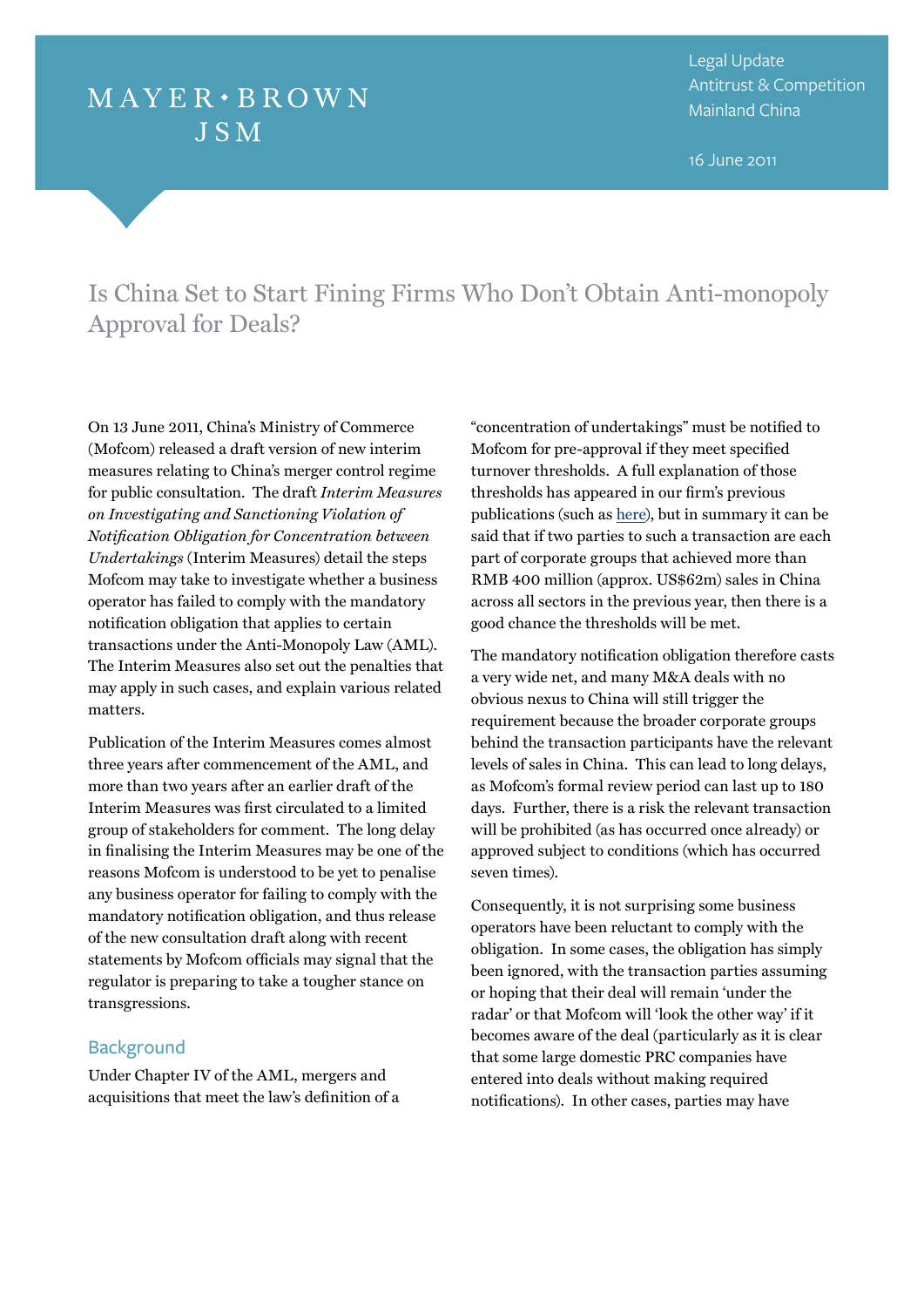MAYER • BROWN JSM

Legal Update
Antitrust & Competition
Mainland China

16 June 2011

# Is China Set to Start Fining Firms Who Don't Obtain Anti-monopoly Approval for Deals?

On 13 June 2011, China's Ministry of Commerce (Mofcom) released a draft version of new interim measures relating to China's merger control regime for public consultation. The draft *Interim Measures on Investigating and Sanctioning Violation of Notification Obligation for Concentration between Undertakings* (Interim Measures) detail the steps Mofcom may take to investigate whether a business operator has failed to comply with the mandatory notification obligation that applies to certain transactions under the Anti-Monopoly Law (AML). The Interim Measures also set out the penalties that may apply in such cases, and explain various related matters.

Publication of the Interim Measures comes almost three years after commencement of the AML, and more than two years after an earlier draft of the Interim Measures was first circulated to a limited group of stakeholders for comment. The long delay in finalising the Interim Measures may be one of the reasons Mofcom is understood to be yet to penalise any business operator for failing to comply with the mandatory notification obligation, and thus release of the new consultation draft along with recent statements by Mofcom officials may signal that the regulator is preparing to take a tougher stance on transgressions.

## Background

Under Chapter IV of the AML, mergers and acquisitions that meet the law's definition of a "concentration of undertakings" must be notified to Mofcom for pre-approval if they meet specified turnover thresholds. A full explanation of those thresholds has appeared in our firm's previous publications (such as here), but in summary it can be said that if two parties to such a transaction are each part of corporate groups that achieved more than RMB 400 million (approx. US$62m) sales in China across all sectors in the previous year, then there is a good chance the thresholds will be met.

The mandatory notification obligation therefore casts a very wide net, and many M&A deals with no obvious nexus to China will still trigger the requirement because the broader corporate groups behind the transaction participants have the relevant levels of sales in China. This can lead to long delays, as Mofcom's formal review period can last up to 180 days. Further, there is a risk the relevant transaction will be prohibited (as has occurred once already) or approved subject to conditions (which has occurred seven times).

Consequently, it is not surprising some business operators have been reluctant to comply with the obligation. In some cases, the obligation has simply been ignored, with the transaction parties assuming or hoping that their deal will remain 'under the radar' or that Mofcom will 'look the other way' if it becomes aware of the deal (particularly as it is clear that some large domestic PRC companies have entered into deals without making required notifications). In other cases, parties may have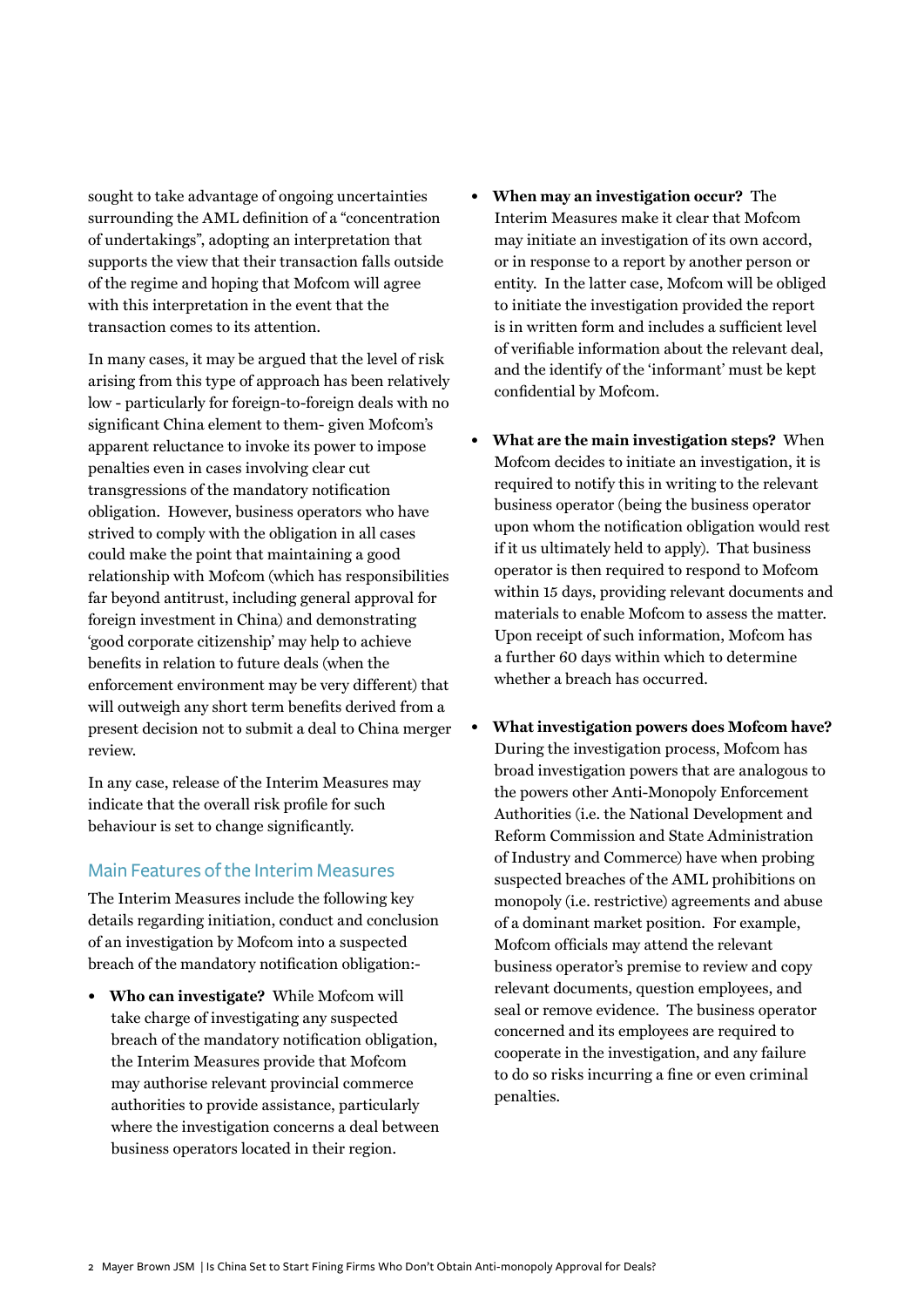sought to take advantage of ongoing uncertainties surrounding the AML definition of a "concentration of undertakings", adopting an interpretation that supports the view that their transaction falls outside of the regime and hoping that Mofcom will agree with this interpretation in the event that the transaction comes to its attention.

In many cases, it may be argued that the level of risk arising from this type of approach has been relatively low - particularly for foreign-to-foreign deals with no significant China element to them- given Mofcom's apparent reluctance to invoke its power to impose penalties even in cases involving clear cut transgressions of the mandatory notification obligation. However, business operators who have strived to comply with the obligation in all cases could make the point that maintaining a good relationship with Mofcom (which has responsibilities far beyond antitrust, including general approval for foreign investment in China) and demonstrating 'good corporate citizenship' may help to achieve benefits in relation to future deals (when the enforcement environment may be very different) that will outweigh any short term benefits derived from a present decision not to submit a deal to China merger review.

In any case, release of the Interim Measures may indicate that the overall risk profile for such behaviour is set to change significantly.

## Main Features of the Interim Measures

The Interim Measures include the following key details regarding initiation, conduct and conclusion of an investigation by Mofcom into a suspected breach of the mandatory notification obligation:-

- **Who can investigate?** While Mofcom will take charge of investigating any suspected breach of the mandatory notification obligation, the Interim Measures provide that Mofcom may authorise relevant provincial commerce authorities to provide assistance, particularly where the investigation concerns a deal between business operators located in their region.

- **When may an investigation occur?** The Interim Measures make it clear that Mofcom may initiate an investigation of its own accord, or in response to a report by another person or entity. In the latter case, Mofcom will be obliged to initiate the investigation provided the report is in written form and includes a sufficient level of verifiable information about the relevant deal, and the identify of the 'informant' must be kept confidential by Mofcom.

- **What are the main investigation steps?** When Mofcom decides to initiate an investigation, it is required to notify this in writing to the relevant business operator (being the business operator upon whom the notification obligation would rest if it us ultimately held to apply). That business operator is then required to respond to Mofcom within 15 days, providing relevant documents and materials to enable Mofcom to assess the matter. Upon receipt of such information, Mofcom has a further 60 days within which to determine whether a breach has occurred.

- **What investigation powers does Mofcom have?** During the investigation process, Mofcom has broad investigation powers that are analogous to the powers other Anti-Monopoly Enforcement Authorities (i.e. the National Development and Reform Commission and State Administration of Industry and Commerce) have when probing suspected breaches of the AML prohibitions on monopoly (i.e. restrictive) agreements and abuse of a dominant market position. For example, Mofcom officials may attend the relevant business operator's premise to review and copy relevant documents, question employees, and seal or remove evidence. The business operator concerned and its employees are required to cooperate in the investigation, and any failure to do so risks incurring a fine or even criminal penalties.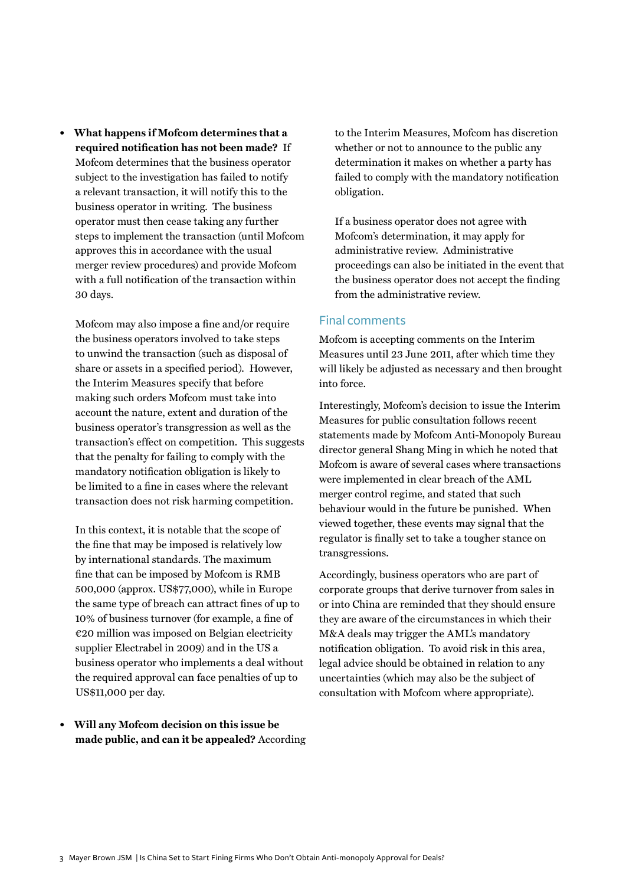- **What happens if Mofcom determines that a required notification has not been made?** If Mofcom determines that the business operator subject to the investigation has failed to notify a relevant transaction, it will notify this to the business operator in writing. The business operator must then cease taking any further steps to implement the transaction (until Mofcom approves this in accordance with the usual merger review procedures) and provide Mofcom with a full notification of the transaction within 30 days.

  Mofcom may also impose a fine and/or require the business operators involved to take steps to unwind the transaction (such as disposal of share or assets in a specified period). However, the Interim Measures specify that before making such orders Mofcom must take into account the nature, extent and duration of the business operator's transgression as well as the transaction's effect on competition. This suggests that the penalty for failing to comply with the mandatory notification obligation is likely to be limited to a fine in cases where the relevant transaction does not risk harming competition.

  In this context, it is notable that the scope of the fine that may be imposed is relatively low by international standards. The maximum fine that can be imposed by Mofcom is RMB 500,000 (approx. US$77,000), while in Europe the same type of breach can attract fines of up to 10% of business turnover (for example, a fine of €20 million was imposed on Belgian electricity supplier Electrabel in 2009) and in the US a business operator who implements a deal without the required approval can face penalties of up to US$11,000 per day.

- **Will any Mofcom decision on this issue be made public, and can it be appealed?** According to the Interim Measures, Mofcom has discretion whether or not to announce to the public any determination it makes on whether a party has failed to comply with the mandatory notification obligation.

  If a business operator does not agree with Mofcom's determination, it may apply for administrative review. Administrative proceedings can also be initiated in the event that the business operator does not accept the finding from the administrative review.

## Final comments

Mofcom is accepting comments on the Interim Measures until 23 June 2011, after which time they will likely be adjusted as necessary and then brought into force.

Interestingly, Mofcom's decision to issue the Interim Measures for public consultation follows recent statements made by Mofcom Anti-Monopoly Bureau director general Shang Ming in which he noted that Mofcom is aware of several cases where transactions were implemented in clear breach of the AML merger control regime, and stated that such behaviour would in the future be punished. When viewed together, these events may signal that the regulator is finally set to take a tougher stance on transgressions.

Accordingly, business operators who are part of corporate groups that derive turnover from sales in or into China are reminded that they should ensure they are aware of the circumstances in which their M&A deals may trigger the AML's mandatory notification obligation. To avoid risk in this area, legal advice should be obtained in relation to any uncertainties (which may also be the subject of consultation with Mofcom where appropriate).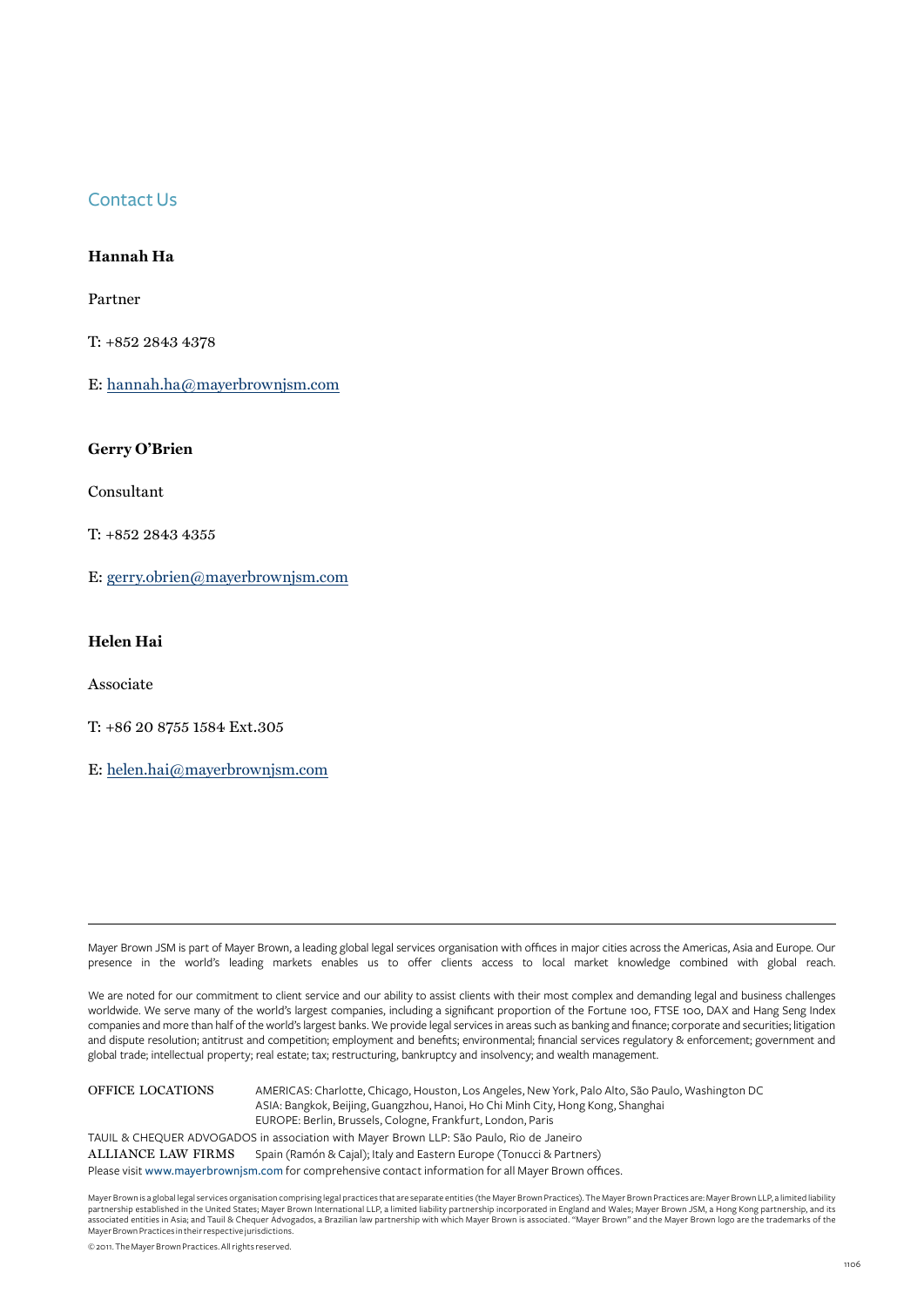## Contact Us

**Hannah Ha**

Partner

T: +852 2843 4378

E: hannah.ha@mayerbrownjsm.com

**Gerry O'Brien**

Consultant

T: +852 2843 4355

E: gerry.obrien@mayerbrownjsm.com

**Helen Hai**

Associate

T: +86 20 8755 1584 Ext.305

E: helen.hai@mayerbrownjsm.com

---

Mayer Brown JSM is part of Mayer Brown, a leading global legal services organisation with offices in major cities across the Americas, Asia and Europe. Our presence in the world's leading markets enables us to offer clients access to local market knowledge combined with global reach.

We are noted for our commitment to client service and our ability to assist clients with their most complex and demanding legal and business challenges worldwide. We serve many of the world's largest companies, including a significant proportion of the Fortune 100, FTSE 100, DAX and Hang Seng Index companies and more than half of the world's largest banks. We provide legal services in areas such as banking and finance; corporate and securities; litigation and dispute resolution; antitrust and competition; employment and benefits; environmental; financial services regulatory & enforcement; government and global trade; intellectual property; real estate; tax; restructuring, bankruptcy and insolvency; and wealth management.

OFFICE LOCATIONS AMERICAS: Charlotte, Chicago, Houston, Los Angeles, New York, Palo Alto, São Paulo, Washington DC
ASIA: Bangkok, Beijing, Guangzhou, Hanoi, Ho Chi Minh City, Hong Kong, Shanghai
EUROPE: Berlin, Brussels, Cologne, Frankfurt, London, Paris

TAUIL & CHEQUER ADVOGADOS in association with Mayer Brown LLP: São Paulo, Rio de Janeiro

ALLIANCE LAW FIRMS Spain (Ramón & Cajal); Italy and Eastern Europe (Tonucci & Partners)

Please visit www.mayerbrownjsm.com for comprehensive contact information for all Mayer Brown offices.

Mayer Brown is a global legal services organisation comprising legal practices that are separate entities (the Mayer Brown Practices). The Mayer Brown Practices are: Mayer Brown LLP, a limited liability partnership established in the United States; Mayer Brown International LLP, a limited liability partnership incorporated in England and Wales; Mayer Brown JSM, a Hong Kong partnership, and its associated entities in Asia; and Tauil & Chequer Advogados, a Brazilian law partnership with which Mayer Brown is associated. "Mayer Brown" and the Mayer Brown logo are the trademarks of the Mayer Brown Practices in their respective jurisdictions.

© 2011. The Mayer Brown Practices. All rights reserved.

1106